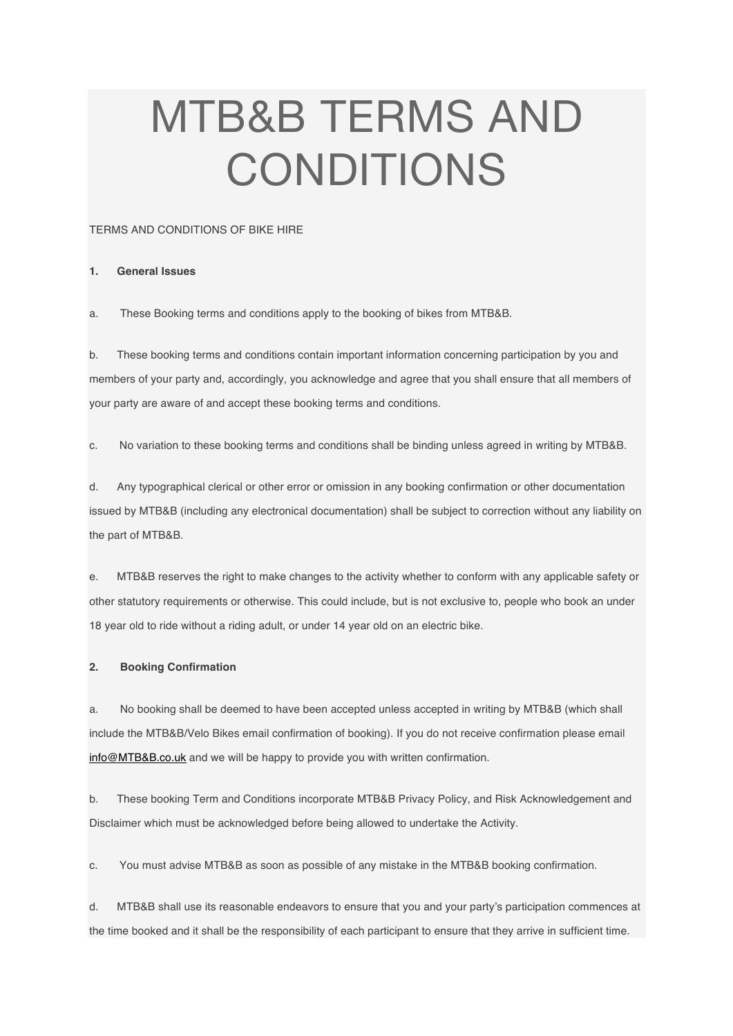# MTB&B TERMS AND CONDITIONS

TERMS AND CONDITIONS OF BIKE HIRE

**1. General Issues**

a. These Booking terms and conditions apply to the booking of bikes from MTB&B.

b. These booking terms and conditions contain important information concerning participation by you and members of your party and, accordingly, you acknowledge and agree that you shall ensure that all members of your party are aware of and accept these booking terms and conditions.

c. No variation to these booking terms and conditions shall be binding unless agreed in writing by MTB&B.

d. Any typographical clerical or other error or omission in any booking confirmation or other documentation issued by MTB&B (including any electronical documentation) shall be subject to correction without any liability on the part of MTB&B.

e. MTB&B reserves the right to make changes to the activity whether to conform with any applicable safety or other statutory requirements or otherwise. This could include, but is not exclusive to, people who book an under 18 year old to ride without a riding adult, or under 14 year old on an electric bike.

**2. Booking Confirmation**

a. No booking shall be deemed to have been accepted unless accepted in writing by MTB&B (which shall include the MTB&B/Velo Bikes email confirmation of booking). If you do not receive confirmation please email info@MTB&B.co.uk and we will be happy to provide you with written confirmation.

b. These booking Term and Conditions incorporate MTB&B Privacy Policy, and Risk Acknowledgement and Disclaimer which must be acknowledged before being allowed to undertake the Activity.

c. You must advise MTB&B as soon as possible of any mistake in the MTB&B booking confirmation.

d. MTB&B shall use its reasonable endeavors to ensure that you and your party's participation commences at the time booked and it shall be the responsibility of each participant to ensure that they arrive in sufficient time.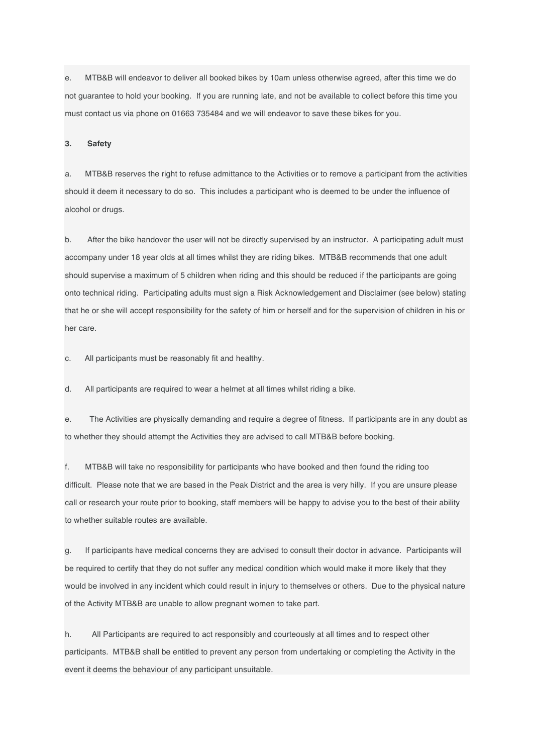e. MTB&B will endeavor to deliver all booked bikes by 10am unless otherwise agreed, after this time we do not guarantee to hold your booking. If you are running late, and not be available to collect before this time you must contact us via phone on 01663 735484 and we will endeavor to save these bikes for you.

**3. Safety**

a. MTB&B reserves the right to refuse admittance to the Activities or to remove a participant from the activities should it deem it necessary to do so. This includes a participant who is deemed to be under the influence of alcohol or drugs.

b. After the bike handover the user will not be directly supervised by an instructor. A participating adult must accompany under 18 year olds at all times whilst they are riding bikes. MTB&B recommends that one adult should supervise a maximum of 5 children when riding and this should be reduced if the participants are going onto technical riding. Participating adults must sign a Risk Acknowledgement and Disclaimer (see below) stating that he or she will accept responsibility for the safety of him or herself and for the supervision of children in his or her care.

c. All participants must be reasonably fit and healthy.

d. All participants are required to wear a helmet at all times whilst riding a bike.

e. The Activities are physically demanding and require a degree of fitness. If participants are in any doubt as to whether they should attempt the Activities they are advised to call MTB&B before booking.

f. MTB&B will take no responsibility for participants who have booked and then found the riding too difficult. Please note that we are based in the Peak District and the area is very hilly. If you are unsure please call or research your route prior to booking, staff members will be happy to advise you to the best of their ability to whether suitable routes are available.

g. If participants have medical concerns they are advised to consult their doctor in advance. Participants will be required to certify that they do not suffer any medical condition which would make it more likely that they would be involved in any incident which could result in injury to themselves or others. Due to the physical nature of the Activity MTB&B are unable to allow pregnant women to take part.

h. All Participants are required to act responsibly and courteously at all times and to respect other participants. MTB&B shall be entitled to prevent any person from undertaking or completing the Activity in the event it deems the behaviour of any participant unsuitable.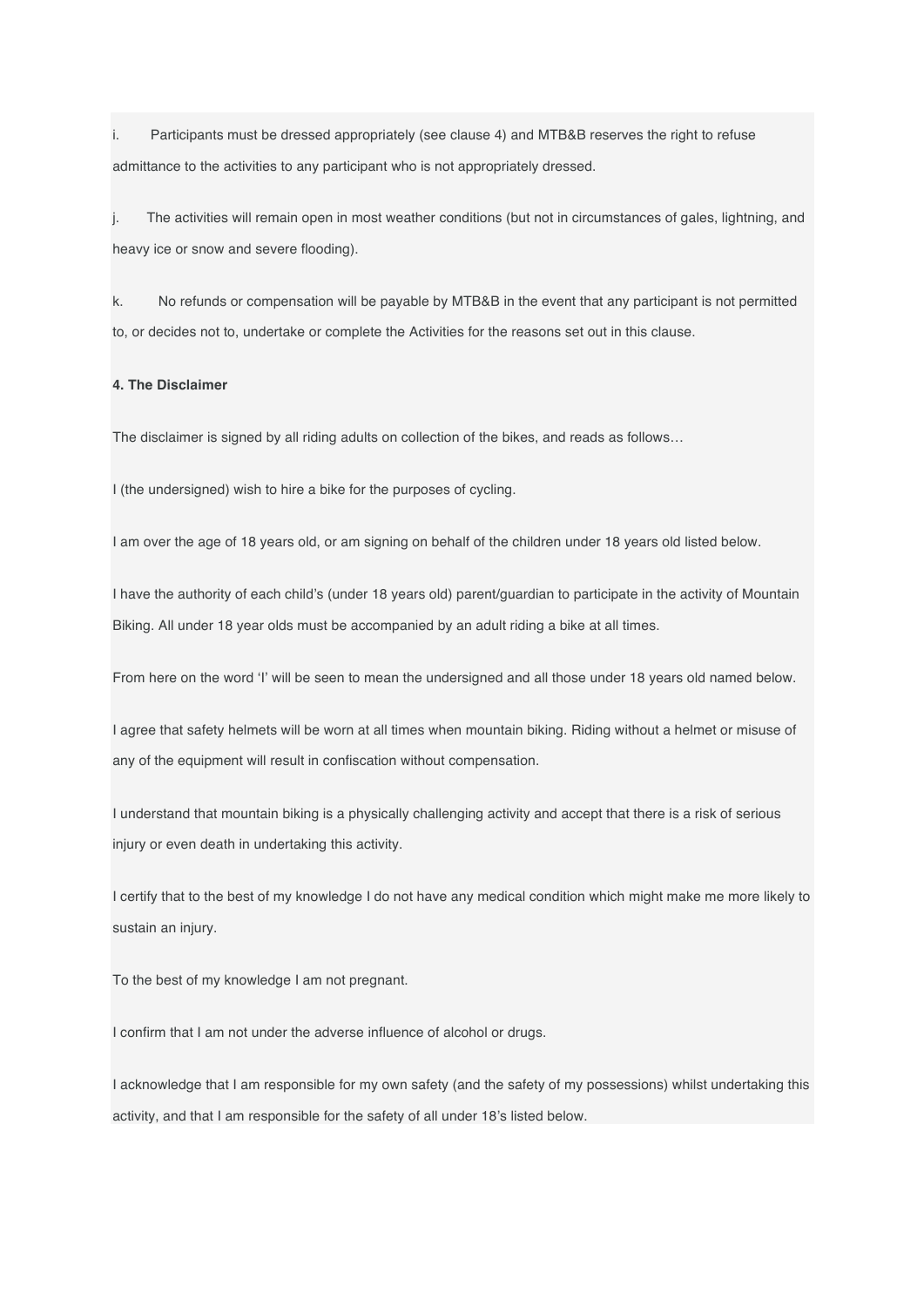i. Participants must be dressed appropriately (see clause 4) and MTB&B reserves the right to refuse admittance to the activities to any participant who is not appropriately dressed.

j. The activities will remain open in most weather conditions (but not in circumstances of gales, lightning, and heavy ice or snow and severe flooding).

k. No refunds or compensation will be payable by MTB&B in the event that any participant is not permitted to, or decides not to, undertake or complete the Activities for the reasons set out in this clause.

**4. The Disclaimer**

The disclaimer is signed by all riding adults on collection of the bikes, and reads as follows…

I (the undersigned) wish to hire a bike for the purposes of cycling.

I am over the age of 18 years old, or am signing on behalf of the children under 18 years old listed below.

I have the authority of each child's (under 18 years old) parent/guardian to participate in the activity of Mountain Biking. All under 18 year olds must be accompanied by an adult riding a bike at all times.

From here on the word 'I' will be seen to mean the undersigned and all those under 18 years old named below.

I agree that safety helmets will be worn at all times when mountain biking. Riding without a helmet or misuse of any of the equipment will result in confiscation without compensation.

I understand that mountain biking is a physically challenging activity and accept that there is a risk of serious injury or even death in undertaking this activity.

I certify that to the best of my knowledge I do not have any medical condition which might make me more likely to sustain an injury.

To the best of my knowledge I am not pregnant.

I confirm that I am not under the adverse influence of alcohol or drugs.

I acknowledge that I am responsible for my own safety (and the safety of my possessions) whilst undertaking this activity, and that I am responsible for the safety of all under 18's listed below.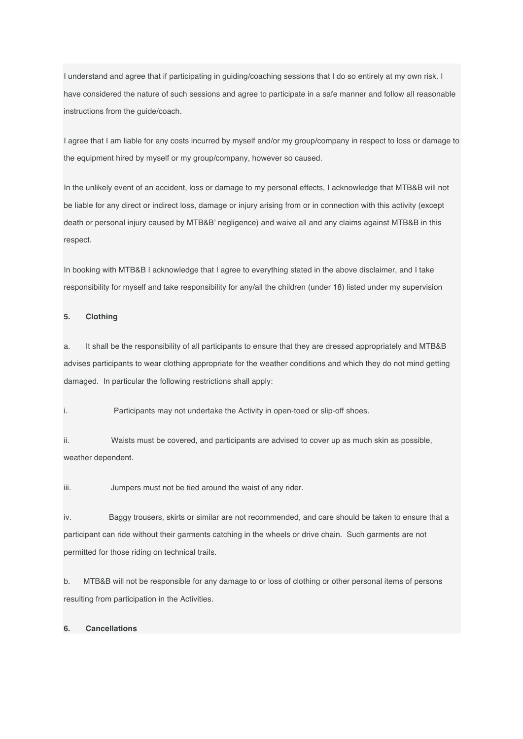I understand and agree that if participating in guiding/coaching sessions that I do so entirely at my own risk. I have considered the nature of such sessions and agree to participate in a safe manner and follow all reasonable instructions from the guide/coach.

I agree that I am liable for any costs incurred by myself and/or my group/company in respect to loss or damage to the equipment hired by myself or my group/company, however so caused.

In the unlikely event of an accident, loss or damage to my personal effects, I acknowledge that MTB&B will not be liable for any direct or indirect loss, damage or injury arising from or in connection with this activity (except death or personal injury caused by MTB&B' negligence) and waive all and any claims against MTB&B in this respect.

In booking with MTB&B I acknowledge that I agree to everything stated in the above disclaimer, and I take responsibility for myself and take responsibility for any/all the children (under 18) listed under my supervision

**5. Clothing**

a. It shall be the responsibility of all participants to ensure that they are dressed appropriately and MTB&B advises participants to wear clothing appropriate for the weather conditions and which they do not mind getting damaged. In particular the following restrictions shall apply:

i. Participants may not undertake the Activity in open-toed or slip-off shoes.

ii. Waists must be covered, and participants are advised to cover up as much skin as possible, weather dependent.

iii. Jumpers must not be tied around the waist of any rider.

iv. Baggy trousers, skirts or similar are not recommended, and care should be taken to ensure that a participant can ride without their garments catching in the wheels or drive chain. Such garments are not permitted for those riding on technical trails.

b. MTB&B will not be responsible for any damage to or loss of clothing or other personal items of persons resulting from participation in the Activities.

**6. Cancellations**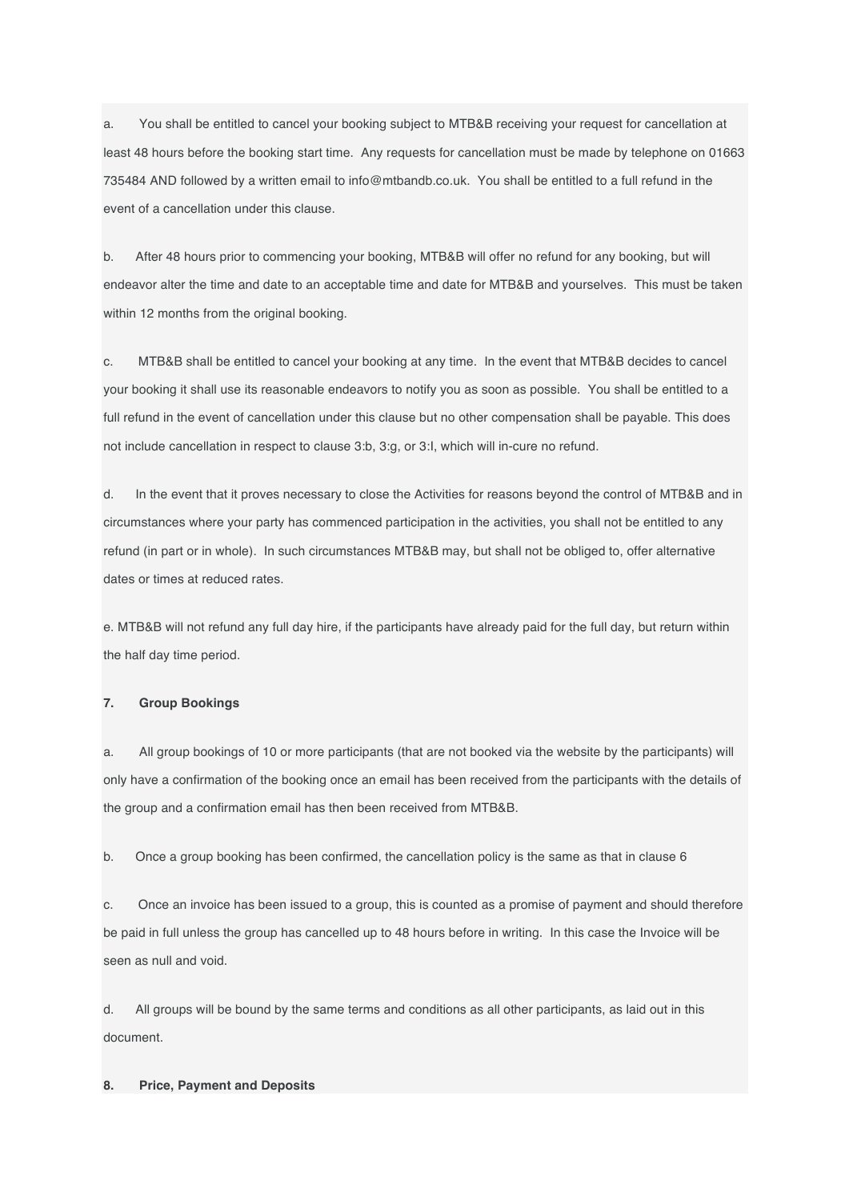a. You shall be entitled to cancel your booking subject to MTB&B receiving your request for cancellation at least 48 hours before the booking start time. Any requests for cancellation must be made by telephone on 01663 735484 AND followed by a written email to info@mtbandb.co.uk. You shall be entitled to a full refund in the event of a cancellation under this clause.

b. After 48 hours prior to commencing your booking, MTB&B will offer no refund for any booking, but will endeavor alter the time and date to an acceptable time and date for MTB&B and yourselves. This must be taken within 12 months from the original booking.

c. MTB&B shall be entitled to cancel your booking at any time. In the event that MTB&B decides to cancel your booking it shall use its reasonable endeavors to notify you as soon as possible. You shall be entitled to a full refund in the event of cancellation under this clause but no other compensation shall be payable. This does not include cancellation in respect to clause 3:b, 3:g, or 3:I, which will in-cure no refund.

d. In the event that it proves necessary to close the Activities for reasons beyond the control of MTB&B and in circumstances where your party has commenced participation in the activities, you shall not be entitled to any refund (in part or in whole). In such circumstances MTB&B may, but shall not be obliged to, offer alternative dates or times at reduced rates.

e. MTB&B will not refund any full day hire, if the participants have already paid for the full day, but return within the half day time period.

**7. Group Bookings**

a. All group bookings of 10 or more participants (that are not booked via the website by the participants) will only have a confirmation of the booking once an email has been received from the participants with the details of the group and a confirmation email has then been received from MTB&B.

b. Once a group booking has been confirmed, the cancellation policy is the same as that in clause 6

c. Once an invoice has been issued to a group, this is counted as a promise of payment and should therefore be paid in full unless the group has cancelled up to 48 hours before in writing. In this case the Invoice will be seen as null and void.

d. All groups will be bound by the same terms and conditions as all other participants, as laid out in this document.

**8. Price, Payment and Deposits**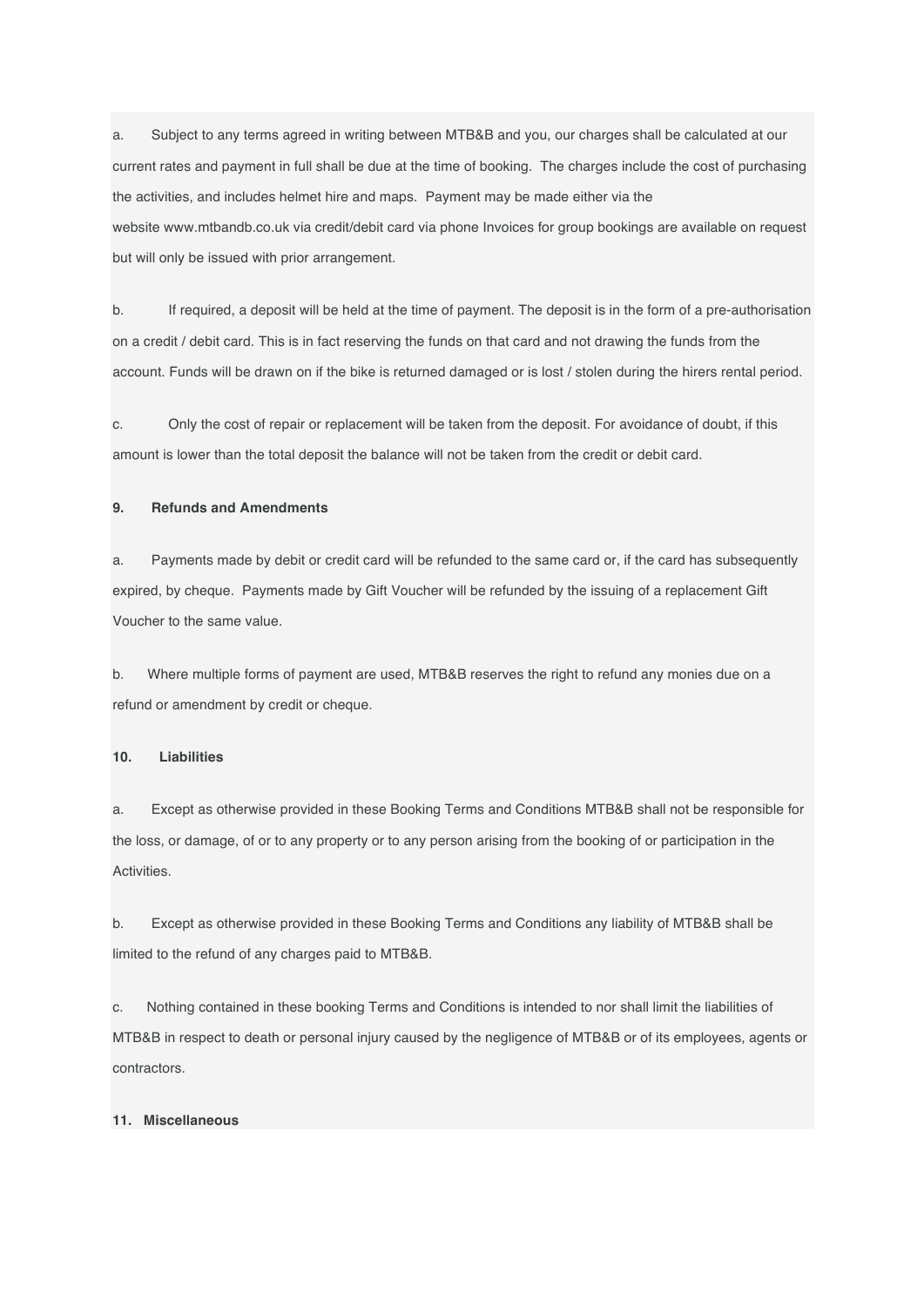a. Subject to any terms agreed in writing between MTB&B and you, our charges shall be calculated at our current rates and payment in full shall be due at the time of booking. The charges include the cost of purchasing the activities, and includes helmet hire and maps. Payment may be made either via the website www.mtbandb.co.uk via credit/debit card via phone Invoices for group bookings are available on request but will only be issued with prior arrangement.

b. If required, a deposit will be held at the time of payment. The deposit is in the form of a pre-authorisation on a credit / debit card. This is in fact reserving the funds on that card and not drawing the funds from the account. Funds will be drawn on if the bike is returned damaged or is lost / stolen during the hirers rental period.

c. Only the cost of repair or replacement will be taken from the deposit. For avoidance of doubt, if this amount is lower than the total deposit the balance will not be taken from the credit or debit card.

**9. Refunds and Amendments**

a. Payments made by debit or credit card will be refunded to the same card or, if the card has subsequently expired, by cheque. Payments made by Gift Voucher will be refunded by the issuing of a replacement Gift Voucher to the same value.

b. Where multiple forms of payment are used, MTB&B reserves the right to refund any monies due on a refund or amendment by credit or cheque.

**10. Liabilities**

a. Except as otherwise provided in these Booking Terms and Conditions MTB&B shall not be responsible for the loss, or damage, of or to any property or to any person arising from the booking of or participation in the Activities.

b. Except as otherwise provided in these Booking Terms and Conditions any liability of MTB&B shall be limited to the refund of any charges paid to MTB&B.

c. Nothing contained in these booking Terms and Conditions is intended to nor shall limit the liabilities of MTB&B in respect to death or personal injury caused by the negligence of MTB&B or of its employees, agents or contractors.

**11. Miscellaneous**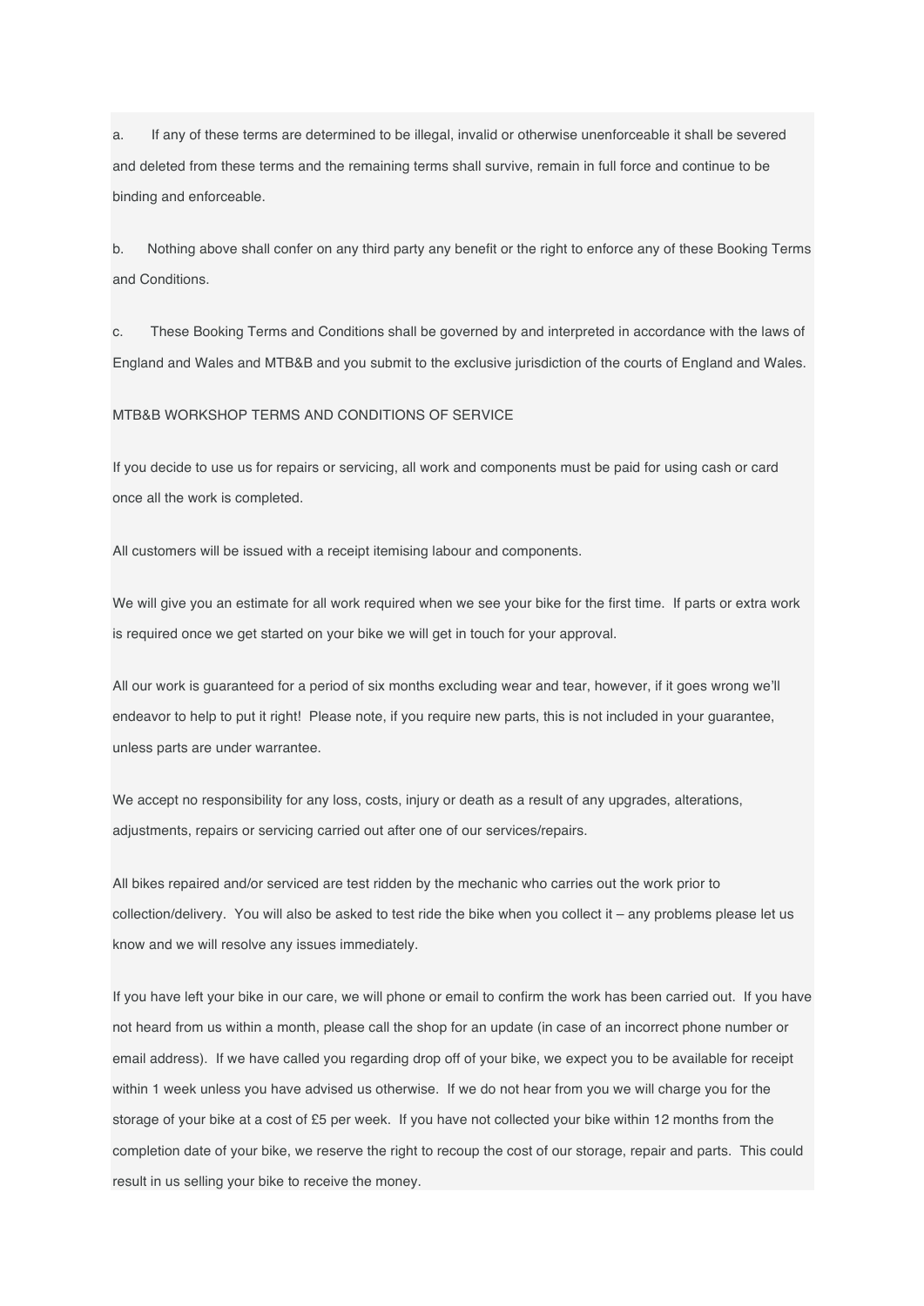a. If any of these terms are determined to be illegal, invalid or otherwise unenforceable it shall be severed and deleted from these terms and the remaining terms shall survive, remain in full force and continue to be binding and enforceable.

b. Nothing above shall confer on any third party any benefit or the right to enforce any of these Booking Terms and Conditions.

c. These Booking Terms and Conditions shall be governed by and interpreted in accordance with the laws of England and Wales and MTB&B and you submit to the exclusive jurisdiction of the courts of England and Wales.

MTB&B WORKSHOP TERMS AND CONDITIONS OF SERVICE

If you decide to use us for repairs or servicing, all work and components must be paid for using cash or card once all the work is completed.

All customers will be issued with a receipt itemising labour and components.

We will give you an estimate for all work required when we see your bike for the first time. If parts or extra work is required once we get started on your bike we will get in touch for your approval.

All our work is guaranteed for a period of six months excluding wear and tear, however, if it goes wrong we'll endeavor to help to put it right! Please note, if you require new parts, this is not included in your guarantee, unless parts are under warrantee.

We accept no responsibility for any loss, costs, injury or death as a result of any upgrades, alterations, adjustments, repairs or servicing carried out after one of our services/repairs.

All bikes repaired and/or serviced are test ridden by the mechanic who carries out the work prior to collection/delivery. You will also be asked to test ride the bike when you collect it – any problems please let us know and we will resolve any issues immediately.

If you have left your bike in our care, we will phone or email to confirm the work has been carried out. If you have not heard from us within a month, please call the shop for an update (in case of an incorrect phone number or email address). If we have called you regarding drop off of your bike, we expect you to be available for receipt within 1 week unless you have advised us otherwise. If we do not hear from you we will charge you for the storage of your bike at a cost of £5 per week. If you have not collected your bike within 12 months from the completion date of your bike, we reserve the right to recoup the cost of our storage, repair and parts. This could result in us selling your bike to receive the money.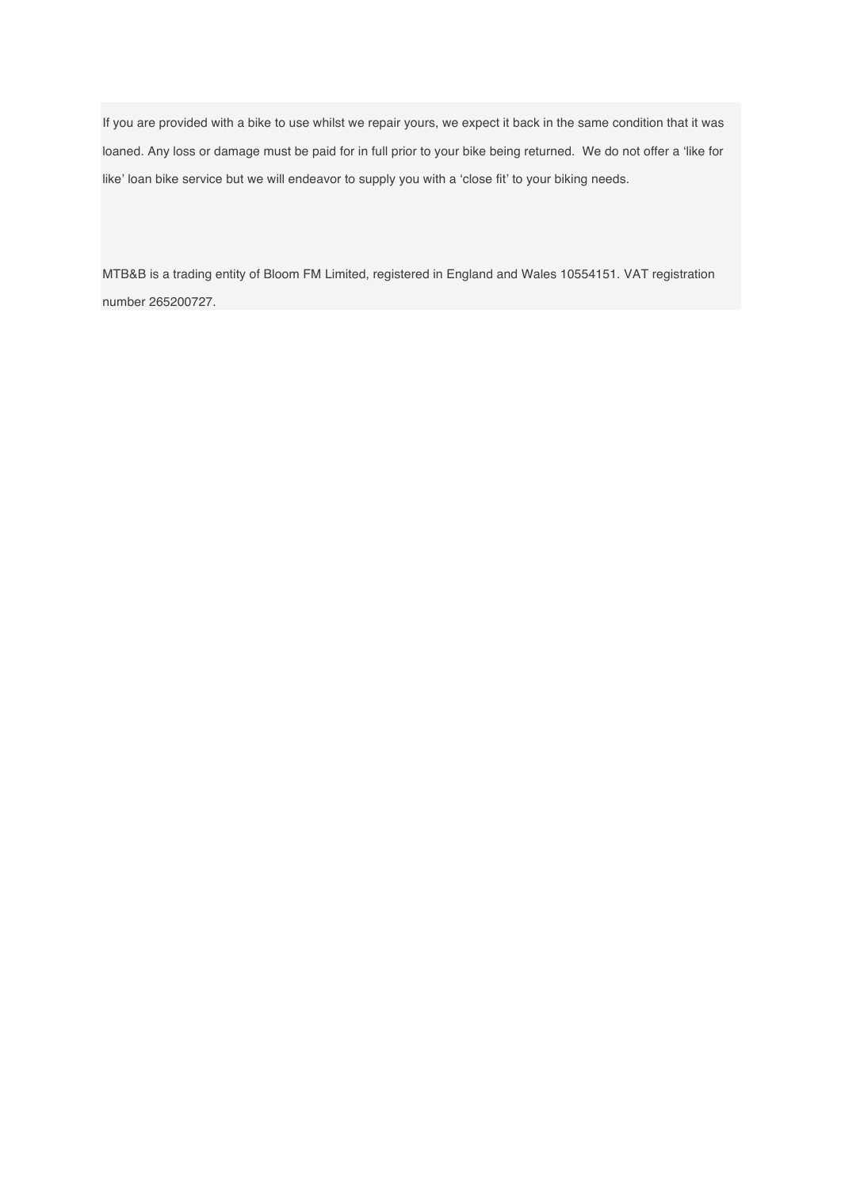If you are provided with a bike to use whilst we repair yours, we expect it back in the same condition that it was loaned. Any loss or damage must be paid for in full prior to your bike being returned. We do not offer a 'like for like' loan bike service but we will endeavor to supply you with a 'close fit' to your biking needs.

MTB&B is a trading entity of Bloom FM Limited, registered in England and Wales 10554151. VAT registration number 265200727.